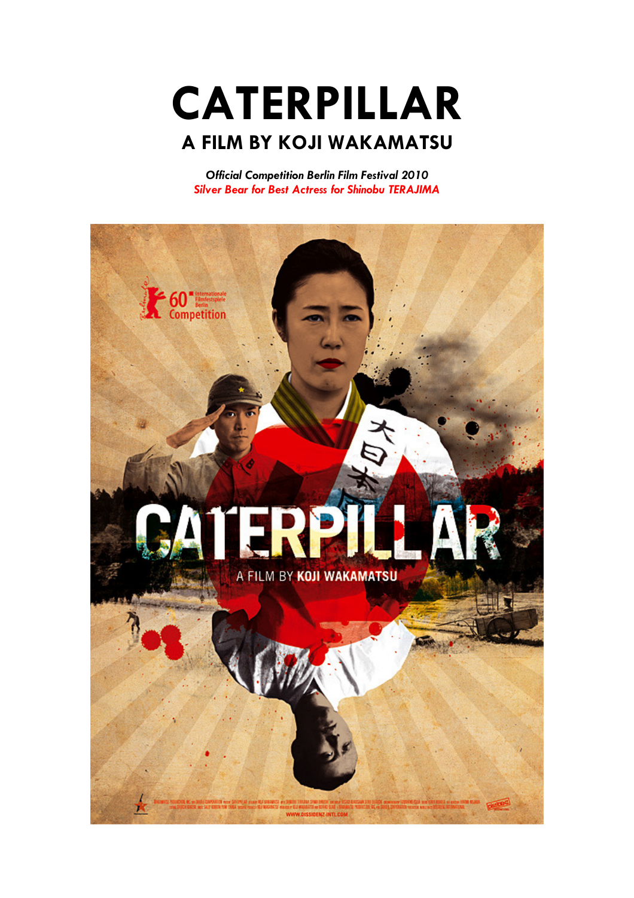# CATERPILLAR

## A FILM BY KOJI WAKAMATSU

*Official Competition Berlin Film Festival 2010*
*Silver Bear for Best Actress for Shinobu TERAJIMA*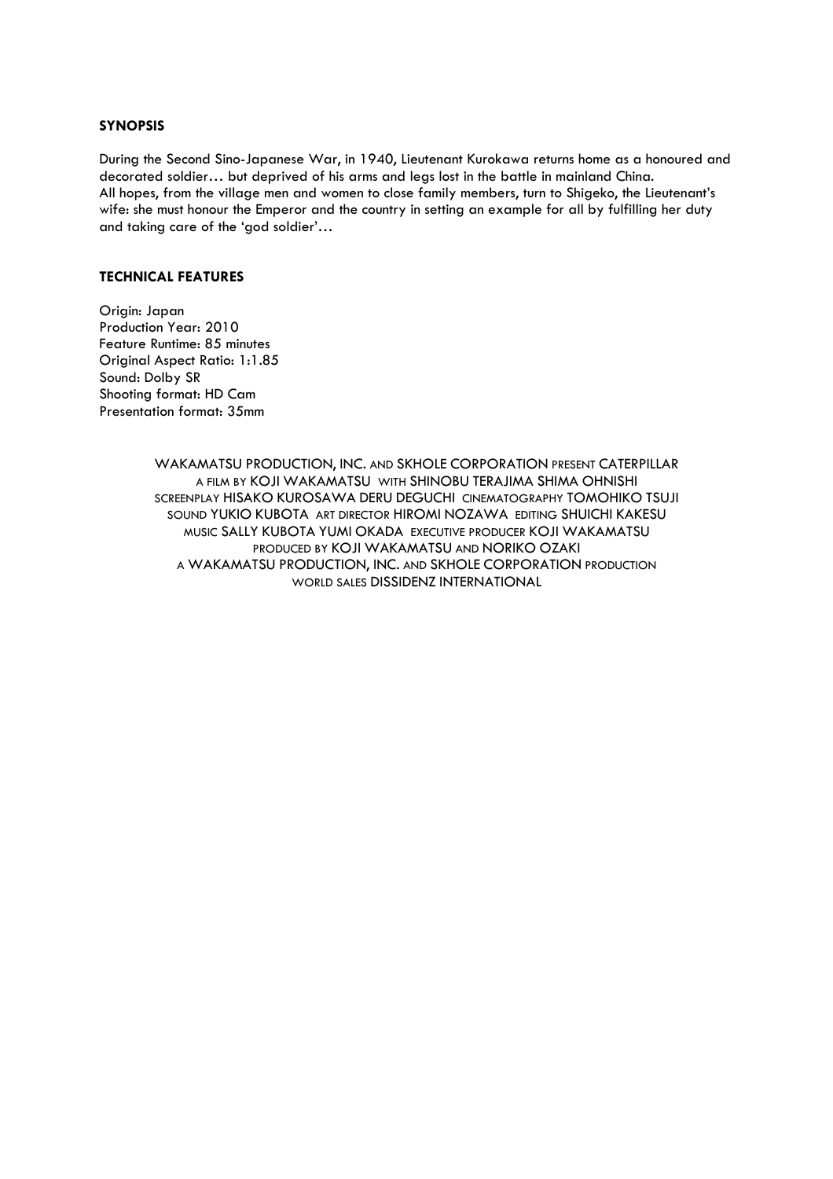**SYNOPSIS**

During the Second Sino-Japanese War, in 1940, Lieutenant Kurokawa returns home as a honoured and decorated soldier… but deprived of his arms and legs lost in the battle in mainland China.
All hopes, from the village men and women to close family members, turn to Shigeko, the Lieutenant's wife: she must honour the Emperor and the country in setting an example for all by fulfilling her duty and taking care of the 'god soldier'…

**TECHNICAL FEATURES**

Origin: Japan
Production Year: 2010
Feature Runtime: 85 minutes
Original Aspect Ratio: 1:1.85
Sound: Dolby SR
Shooting format: HD Cam
Presentation format: 35mm

WAKAMATSU PRODUCTION, INC. AND SKHOLE CORPORATION PRESENT CATERPILLAR
A FILM BY KOJI WAKAMATSU WITH SHINOBU TERAJIMA SHIMA OHNISHI
SCREENPLAY HISAKO KUROSAWA DERU DEGUCHI CINEMATOGRAPHY TOMOHIKO TSUJI
SOUND YUKIO KUBOTA ART DIRECTOR HIROMI NOZAWA EDITING SHUICHI KAKESU
MUSIC SALLY KUBOTA YUMI OKADA EXECUTIVE PRODUCER KOJI WAKAMATSU
PRODUCED BY KOJI WAKAMATSU AND NORIKO OZAKI
A WAKAMATSU PRODUCTION, INC. AND SKHOLE CORPORATION PRODUCTION
WORLD SALES DISSIDENZ INTERNATIONAL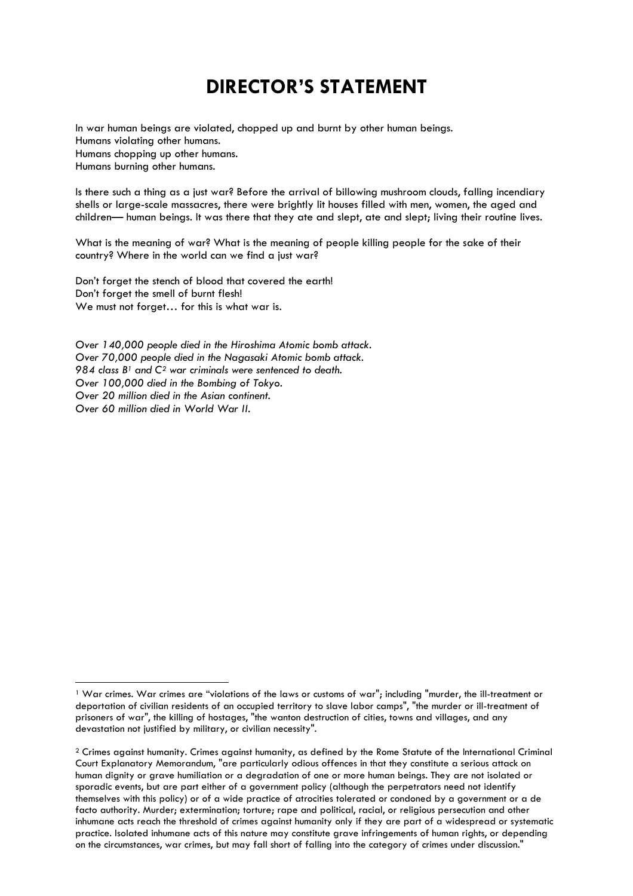# DIRECTOR'S STATEMENT

In war human beings are violated, chopped up and burnt by other human beings.
Humans violating other humans.
Humans chopping up other humans.
Humans burning other humans.

Is there such a thing as a just war? Before the arrival of billowing mushroom clouds, falling incendiary shells or large-scale massacres, there were brightly lit houses filled with men, women, the aged and children— human beings. It was there that they ate and slept, ate and slept; living their routine lives.

What is the meaning of war? What is the meaning of people killing people for the sake of their country? Where in the world can we find a just war?

Don't forget the stench of blood that covered the earth!
Don't forget the smell of burnt flesh!
We must not forget… for this is what war is.

*Over 140,000 people died in the Hiroshima Atomic bomb attack.*
*Over 70,000 people died in the Nagasaki Atomic bomb attack.*
*984 class B[1] and C[2] war criminals were sentenced to death.*
*Over 100,000 died in the Bombing of Tokyo.*
*Over 20 million died in the Asian continent.*
*Over 60 million died in World War II.*

---

[1] War crimes. War crimes are "violations of the laws or customs of war"; including "murder, the ill-treatment or deportation of civilian residents of an occupied territory to slave labor camps", "the murder or ill-treatment of prisoners of war", the killing of hostages, "the wanton destruction of cities, towns and villages, and any devastation not justified by military, or civilian necessity".

[2] Crimes against humanity. Crimes against humanity, as defined by the Rome Statute of the International Criminal Court Explanatory Memorandum, "are particularly odious offences in that they constitute a serious attack on human dignity or grave humiliation or a degradation of one or more human beings. They are not isolated or sporadic events, but are part either of a government policy (although the perpetrators need not identify themselves with this policy) or of a wide practice of atrocities tolerated or condoned by a government or a de facto authority. Murder; extermination; torture; rape and political, racial, or religious persecution and other inhumane acts reach the threshold of crimes against humanity only if they are part of a widespread or systematic practice. Isolated inhumane acts of this nature may constitute grave infringements of human rights, or depending on the circumstances, war crimes, but may fall short of falling into the category of crimes under discussion."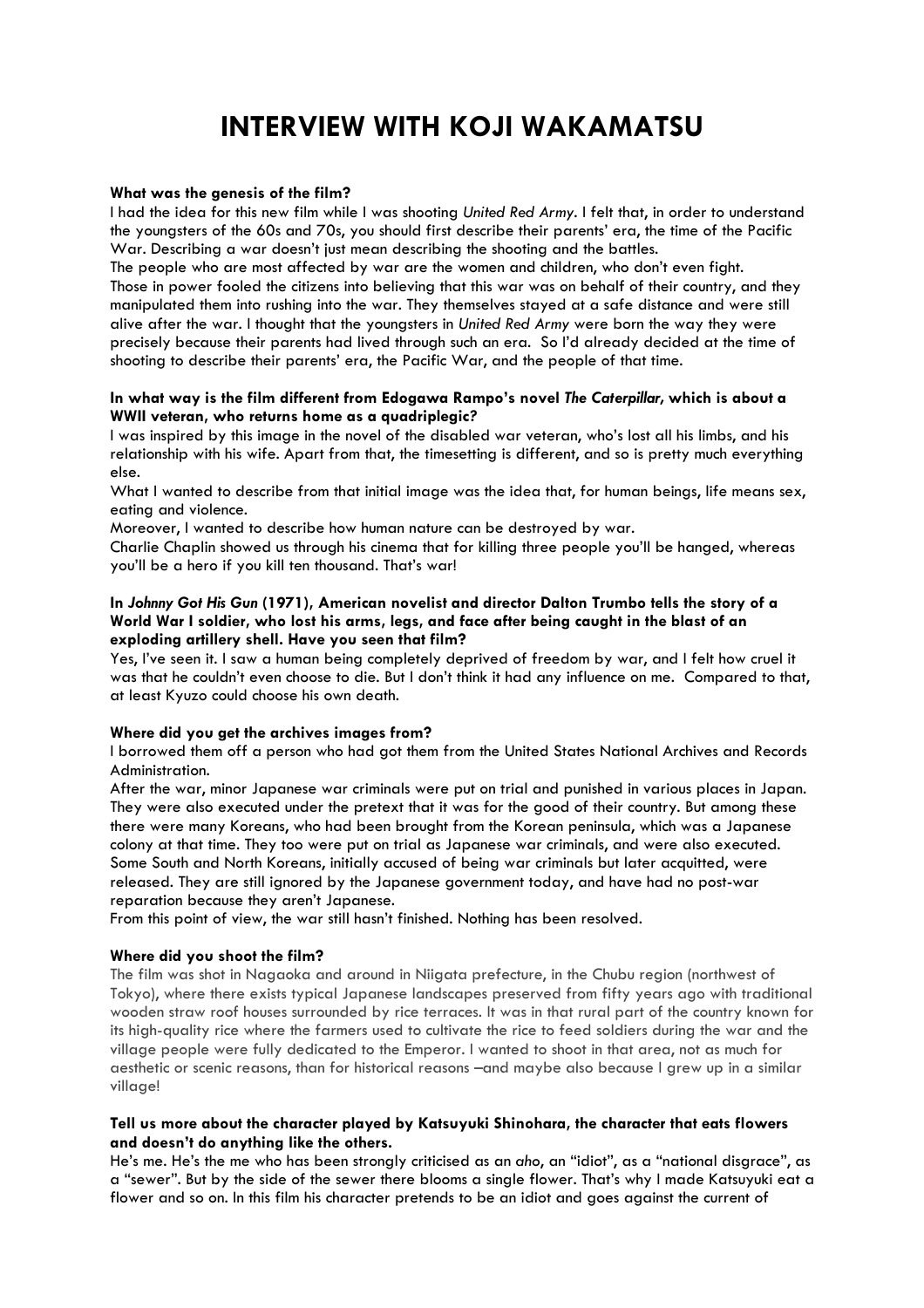# INTERVIEW WITH KOJI WAKAMATSU

**What was the genesis of the film?**

I had the idea for this new film while I was shooting *United Red Army*. I felt that, in order to understand the youngsters of the 60s and 70s, you should first describe their parents' era, the time of the Pacific War. Describing a war doesn't just mean describing the shooting and the battles.

The people who are most affected by war are the women and children, who don't even fight.

Those in power fooled the citizens into believing that this war was on behalf of their country, and they manipulated them into rushing into the war. They themselves stayed at a safe distance and were still alive after the war. I thought that the youngsters in *United Red Army* were born the way they were precisely because their parents had lived through such an era. So I'd already decided at the time of shooting to describe their parents' era, the Pacific War, and the people of that time.

**In what way is the film different from Edogawa Rampo's novel *The Caterpillar*, which is about a WWII veteran, who returns home as a quadriplegic?**

I was inspired by this image in the novel of the disabled war veteran, who's lost all his limbs, and his relationship with his wife. Apart from that, the timesetting is different, and so is pretty much everything else.

What I wanted to describe from that initial image was the idea that, for human beings, life means sex, eating and violence.

Moreover, I wanted to describe how human nature can be destroyed by war.

Charlie Chaplin showed us through his cinema that for killing three people you'll be hanged, whereas you'll be a hero if you kill ten thousand. That's war!

**In *Johnny Got His Gun* (1971), American novelist and director Dalton Trumbo tells the story of a World War I soldier, who lost his arms, legs, and face after being caught in the blast of an exploding artillery shell. Have you seen that film?**

Yes, I've seen it. I saw a human being completely deprived of freedom by war, and I felt how cruel it was that he couldn't even choose to die. But I don't think it had any influence on me. Compared to that, at least Kyuzo could choose his own death.

**Where did you get the archives images from?**

I borrowed them off a person who had got them from the United States National Archives and Records Administration.

After the war, minor Japanese war criminals were put on trial and punished in various places in Japan. They were also executed under the pretext that it was for the good of their country. But among these there were many Koreans, who had been brought from the Korean peninsula, which was a Japanese colony at that time. They too were put on trial as Japanese war criminals, and were also executed. Some South and North Koreans, initially accused of being war criminals but later acquitted, were released. They are still ignored by the Japanese government today, and have had no post-war reparation because they aren't Japanese.

From this point of view, the war still hasn't finished. Nothing has been resolved.

**Where did you shoot the film?**

The film was shot in Nagaoka and around in Niigata prefecture, in the Chubu region (northwest of Tokyo), where there exists typical Japanese landscapes preserved from fifty years ago with traditional wooden straw roof houses surrounded by rice terraces. It was in that rural part of the country known for its high-quality rice where the farmers used to cultivate the rice to feed soldiers during the war and the village people were fully dedicated to the Emperor. I wanted to shoot in that area, not as much for aesthetic or scenic reasons, than for historical reasons –and maybe also because I grew up in a similar village!

**Tell us more about the character played by Katsuyuki Shinohara, the character that eats flowers and doesn't do anything like the others.**

He's me. He's the me who has been strongly criticised as an *aho*, an "idiot", as a "national disgrace", as a "sewer". But by the side of the sewer there blooms a single flower. That's why I made Katsuyuki eat a flower and so on. In this film his character pretends to be an idiot and goes against the current of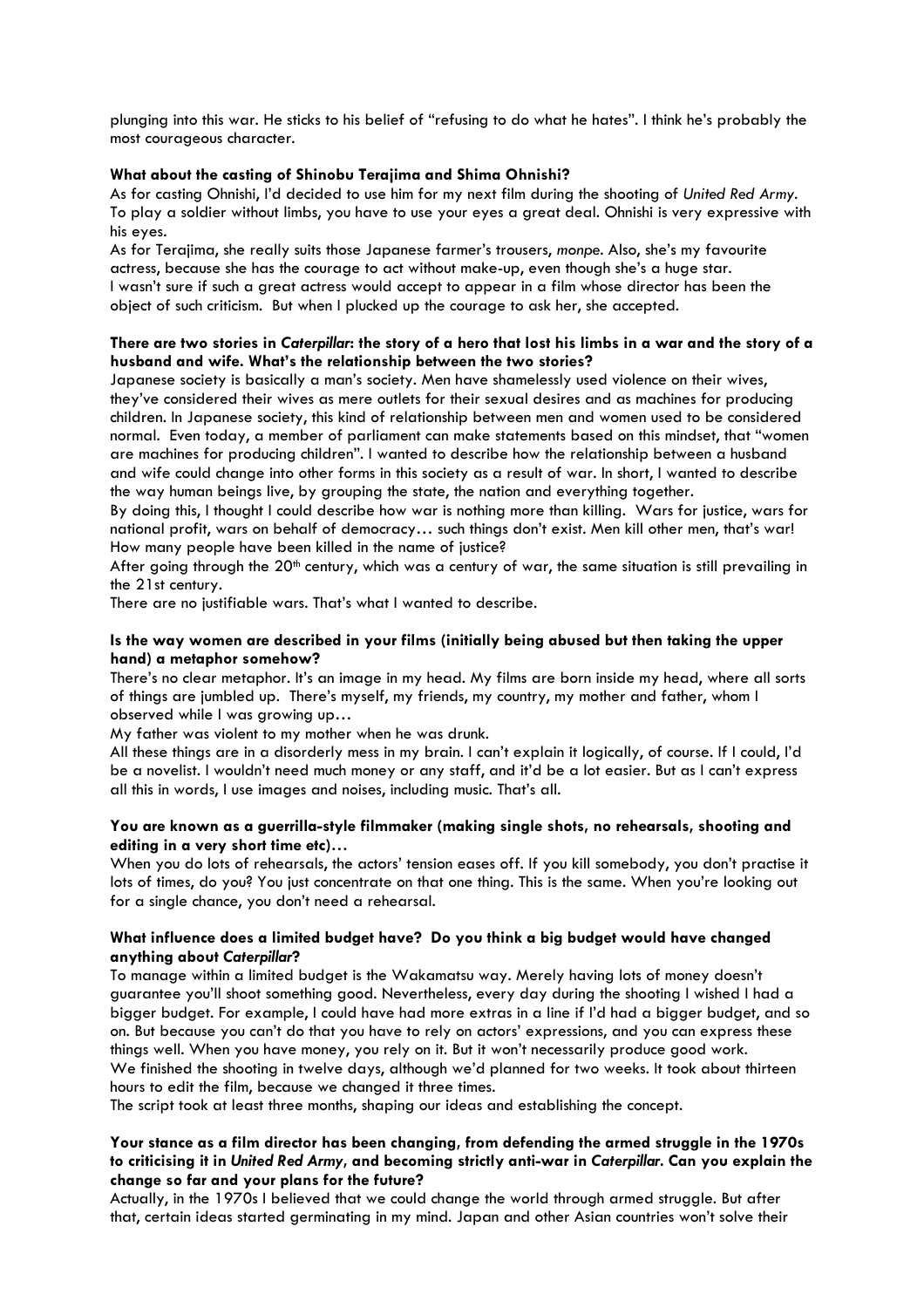plunging into this war. He sticks to his belief of "refusing to do what he hates". I think he's probably the most courageous character.

**What about the casting of Shinobu Terajima and Shima Ohnishi?**

As for casting Ohnishi, I'd decided to use him for my next film during the shooting of *United Red Army*. To play a soldier without limbs, you have to use your eyes a great deal. Ohnishi is very expressive with his eyes.

As for Terajima, she really suits those Japanese farmer's trousers, *monpe*. Also, she's my favourite actress, because she has the courage to act without make-up, even though she's a huge star.

I wasn't sure if such a great actress would accept to appear in a film whose director has been the object of such criticism. But when I plucked up the courage to ask her, she accepted.

**There are two stories in *Caterpillar*: the story of a hero that lost his limbs in a war and the story of a husband and wife. What's the relationship between the two stories?**

Japanese society is basically a man's society. Men have shamelessly used violence on their wives, they've considered their wives as mere outlets for their sexual desires and as machines for producing children. In Japanese society, this kind of relationship between men and women used to be considered normal. Even today, a member of parliament can make statements based on this mindset, that "women are machines for producing children". I wanted to describe how the relationship between a husband and wife could change into other forms in this society as a result of war. In short, I wanted to describe the way human beings live, by grouping the state, the nation and everything together.

By doing this, I thought I could describe how war is nothing more than killing. Wars for justice, wars for national profit, wars on behalf of democracy… such things don't exist. Men kill other men, that's war! How many people have been killed in the name of justice?

After going through the 20th century, which was a century of war, the same situation is still prevailing in the 21st century.

There are no justifiable wars. That's what I wanted to describe.

**Is the way women are described in your films (initially being abused but then taking the upper hand) a metaphor somehow?**

There's no clear metaphor. It's an image in my head. My films are born inside my head, where all sorts of things are jumbled up. There's myself, my friends, my country, my mother and father, whom I observed while I was growing up…

My father was violent to my mother when he was drunk.

All these things are in a disorderly mess in my brain. I can't explain it logically, of course. If I could, I'd be a novelist. I wouldn't need much money or any staff, and it'd be a lot easier. But as I can't express all this in words, I use images and noises, including music. That's all.

**You are known as a guerrilla-style filmmaker (making single shots, no rehearsals, shooting and editing in a very short time etc)…**

When you do lots of rehearsals, the actors' tension eases off. If you kill somebody, you don't practise it lots of times, do you? You just concentrate on that one thing. This is the same. When you're looking out for a single chance, you don't need a rehearsal.

**What influence does a limited budget have? Do you think a big budget would have changed anything about *Caterpillar*?**

To manage within a limited budget is the Wakamatsu way. Merely having lots of money doesn't guarantee you'll shoot something good. Nevertheless, every day during the shooting I wished I had a bigger budget. For example, I could have had more extras in a line if I'd had a bigger budget, and so on. But because you can't do that you have to rely on actors' expressions, and you can express these things well. When you have money, you rely on it. But it won't necessarily produce good work.

We finished the shooting in twelve days, although we'd planned for two weeks. It took about thirteen hours to edit the film, because we changed it three times.

The script took at least three months, shaping our ideas and establishing the concept.

**Your stance as a film director has been changing, from defending the armed struggle in the 1970s to criticising it in *United Red Army*, and becoming strictly anti-war in *Caterpillar*. Can you explain the change so far and your plans for the future?**

Actually, in the 1970s I believed that we could change the world through armed struggle. But after that, certain ideas started germinating in my mind. Japan and other Asian countries won't solve their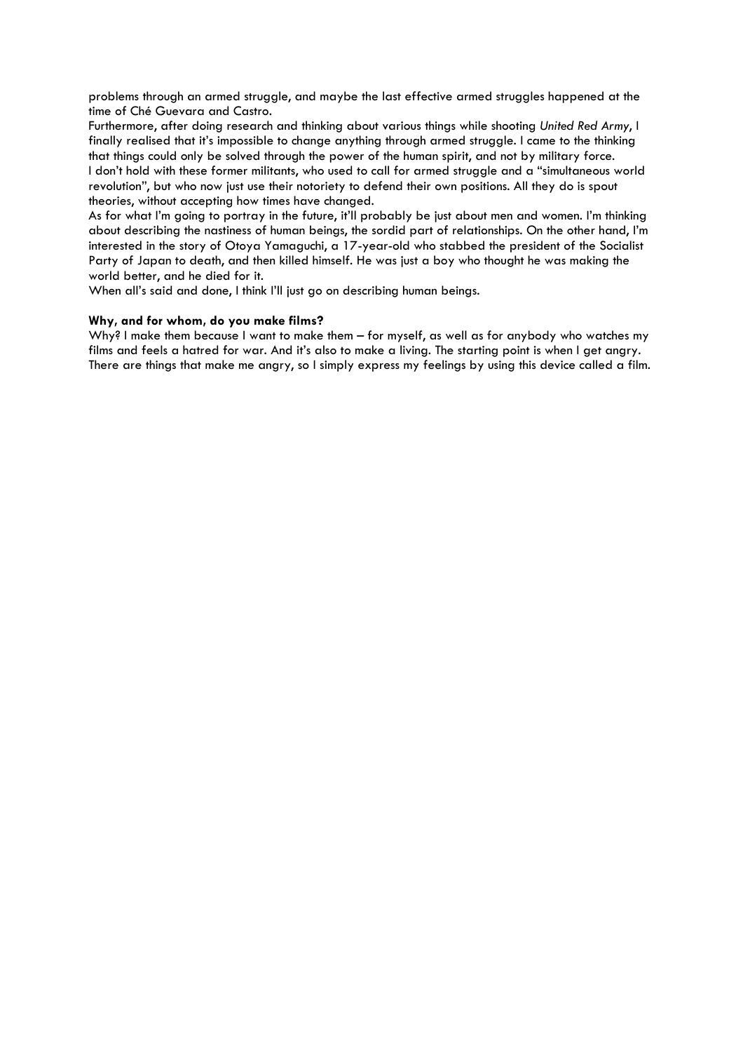problems through an armed struggle, and maybe the last effective armed struggles happened at the time of Ché Guevara and Castro.

Furthermore, after doing research and thinking about various things while shooting *United Red Army*, I finally realised that it's impossible to change anything through armed struggle. I came to the thinking that things could only be solved through the power of the human spirit, and not by military force.

I don't hold with these former militants, who used to call for armed struggle and a "simultaneous world revolution", but who now just use their notoriety to defend their own positions. All they do is spout theories, without accepting how times have changed.

As for what I'm going to portray in the future, it'll probably be just about men and women. I'm thinking about describing the nastiness of human beings, the sordid part of relationships. On the other hand, I'm interested in the story of Otoya Yamaguchi, a 17-year-old who stabbed the president of the Socialist Party of Japan to death, and then killed himself. He was just a boy who thought he was making the world better, and he died for it.

When all's said and done, I think I'll just go on describing human beings.

**Why, and for whom, do you make films?**

Why? I make them because I want to make them – for myself, as well as for anybody who watches my films and feels a hatred for war. And it's also to make a living. The starting point is when I get angry. There are things that make me angry, so I simply express my feelings by using this device called a film.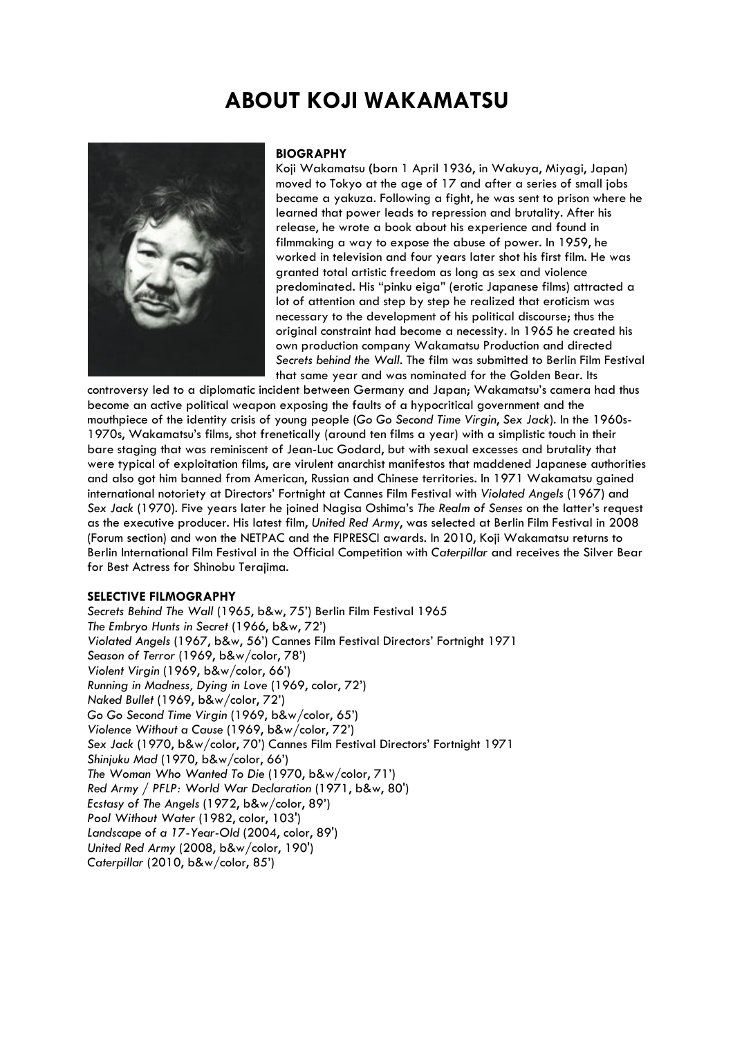# ABOUT KOJI WAKAMATSU

**BIOGRAPHY**

Koji Wakamatsu (born 1 April 1936, in Wakuya, Miyagi, Japan) moved to Tokyo at the age of 17 and after a series of small jobs became a yakuza. Following a fight, he was sent to prison where he learned that power leads to repression and brutality. After his release, he wrote a book about his experience and found in filmmaking a way to expose the abuse of power. In 1959, he worked in television and four years later shot his first film. He was granted total artistic freedom as long as sex and violence predominated. His "pinku eiga" (erotic Japanese films) attracted a lot of attention and step by step he realized that eroticism was necessary to the development of his political discourse; thus the original constraint had become a necessity. In 1965 he created his own production company Wakamatsu Production and directed *Secrets behind the Wall*. The film was submitted to Berlin Film Festival that same year and was nominated for the Golden Bear. Its controversy led to a diplomatic incident between Germany and Japan; Wakamatsu's camera had thus become an active political weapon exposing the faults of a hypocritical government and the mouthpiece of the identity crisis of young people (*Go Go Second Time Virgin*, *Sex Jack*). In the 1960s-1970s, Wakamatsu's films, shot frenetically (around ten films a year) with a simplistic touch in their bare staging that was reminiscent of Jean-Luc Godard, but with sexual excesses and brutality that were typical of exploitation films, are virulent anarchist manifestos that maddened Japanese authorities and also got him banned from American, Russian and Chinese territories. In 1971 Wakamatsu gained international notoriety at Directors' Fortnight at Cannes Film Festival with *Violated Angels* (1967) and *Sex Jack* (1970). Five years later he joined Nagisa Oshima's *The Realm of Senses* on the latter's request as the executive producer. His latest film, *United Red Army*, was selected at Berlin Film Festival in 2008 (Forum section) and won the NETPAC and the FIPRESCI awards. In 2010, Koji Wakamatsu returns to Berlin International Film Festival in the Official Competition with *Caterpillar* and receives the Silver Bear for Best Actress for Shinobu Terajima.

**SELECTIVE FILMOGRAPHY**

*Secrets Behind The Wall* (1965, b&w, 75') Berlin Film Festival 1965
*The Embryo Hunts in Secret* (1966, b&w, 72')
*Violated Angels* (1967, b&w, 56') Cannes Film Festival Directors' Fortnight 1971
*Season of Terror* (1969, b&w/color, 78')
*Violent Virgin* (1969, b&w/color, 66')
*Running in Madness, Dying in Love* (1969, color, 72')
*Naked Bullet* (1969, b&w/color, 72')
*Go Go Second Time Virgin* (1969, b&w/color, 65')
*Violence Without a Cause* (1969, b&w/color, 72')
*Sex Jack* (1970, b&w/color, 70') Cannes Film Festival Directors' Fortnight 1971
*Shinjuku Mad* (1970, b&w/color, 66')
*The Woman Who Wanted To Die* (1970, b&w/color, 71')
*Red Army / PFLP: World War Declaration* (1971, b&w, 80')
*Ecstasy of The Angels* (1972, b&w/color, 89')
*Pool Without Water* (1982, color, 103')
*Landscape of a 17-Year-Old* (2004, color, 89')
*United Red Army* (2008, b&w/color, 190')
*Caterpillar* (2010, b&w/color, 85')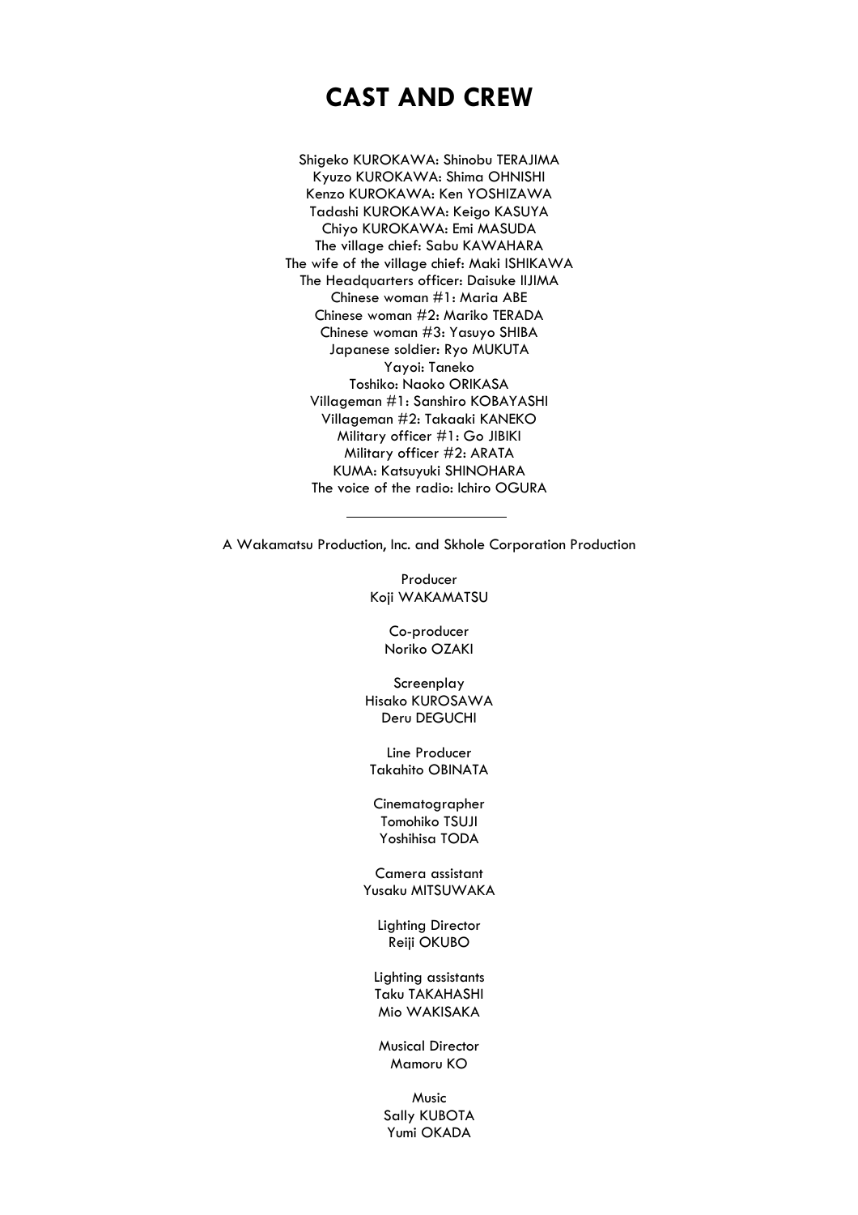# CAST AND CREW

Shigeko KUROKAWA: Shinobu TERAJIMA
Kyuzo KUROKAWA: Shima OHNISHI
Kenzo KUROKAWA: Ken YOSHIZAWA
Tadashi KUROKAWA: Keigo KASUYA
Chiyo KUROKAWA: Emi MASUDA
The village chief: Sabu KAWAHARA
The wife of the village chief: Maki ISHIKAWA
The Headquarters officer: Daisuke IIJIMA
Chinese woman #1: Maria ABE
Chinese woman #2: Mariko TERADA
Chinese woman #3: Yasuyo SHIBA
Japanese soldier: Ryo MUKUTA
Yayoi: Taneko
Toshiko: Naoko ORIKASA
Villageman #1: Sanshiro KOBAYASHI
Villageman #2: Takaaki KANEKO
Military officer #1: Go JIBIKI
Military officer #2: ARATA
KUMA: Katsuyuki SHINOHARA
The voice of the radio: Ichiro OGURA

---

A Wakamatsu Production, Inc. and Skhole Corporation Production

Producer
Koji WAKAMATSU

Co-producer
Noriko OZAKI

Screenplay
Hisako KUROSAWA
Deru DEGUCHI

Line Producer
Takahito OBINATA

Cinematographer
Tomohiko TSUJI
Yoshihisa TODA

Camera assistant
Yusaku MITSUWAKA

Lighting Director
Reiji OKUBO

Lighting assistants
Taku TAKAHASHI
Mio WAKISAKA

Musical Director
Mamoru KO

Music
Sally KUBOTA
Yumi OKADA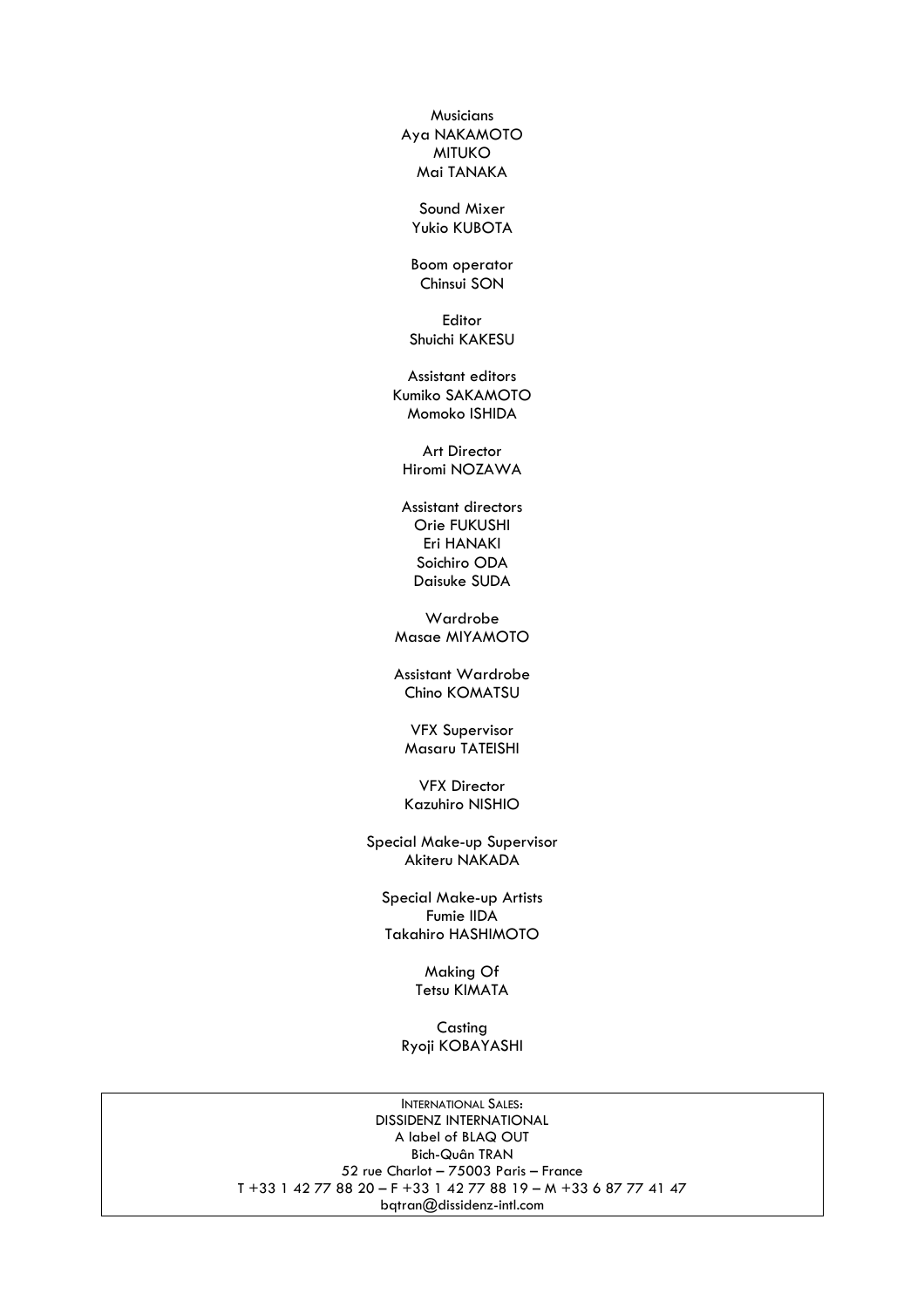Musicians
Aya NAKAMOTO
MITUKO
Mai TANAKA

Sound Mixer
Yukio KUBOTA

Boom operator
Chinsui SON

Editor
Shuichi KAKESU

Assistant editors
Kumiko SAKAMOTO
Momoko ISHIDA

Art Director
Hiromi NOZAWA

Assistant directors
Orie FUKUSHI
Eri HANAKI
Soichiro ODA
Daisuke SUDA

Wardrobe
Masae MIYAMOTO

Assistant Wardrobe
Chino KOMATSU

VFX Supervisor
Masaru TATEISHI

VFX Director
Kazuhiro NISHIO

Special Make-up Supervisor
Akiteru NAKADA

Special Make-up Artists
Fumie IIDA
Takahiro HASHIMOTO

Making Of
Tetsu KIMATA

Casting
Ryoji KOBAYASHI

INTERNATIONAL SALES:
DISSIDENZ INTERNATIONAL
A label of BLAQ OUT
Bich-Quân TRAN
52 rue Charlot – 75003 Paris – France
T +33 1 42 77 88 20 – F +33 1 42 77 88 19 – M +33 6 87 77 41 47
bqtran@dissidenz-intl.com